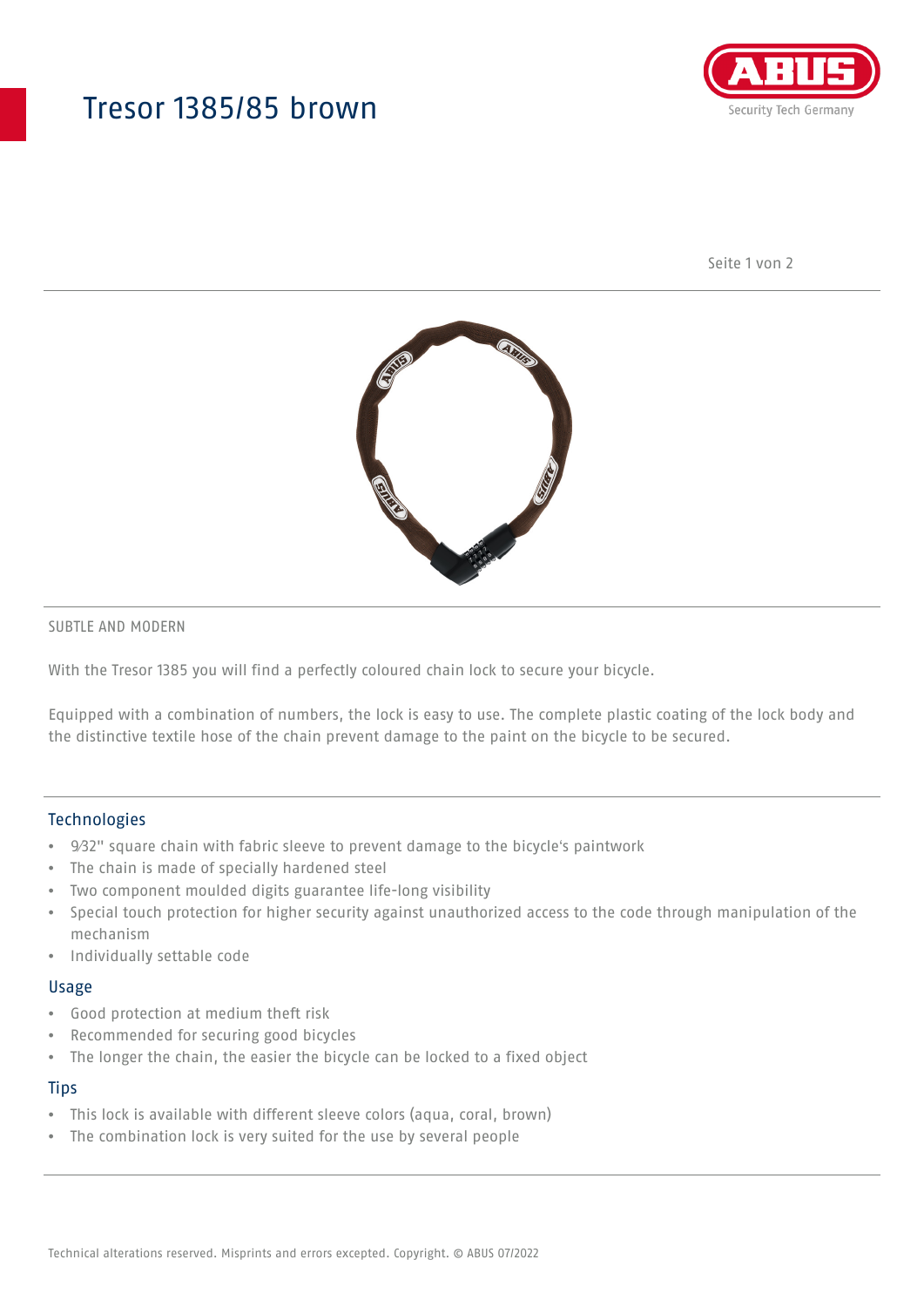# Tresor 1385/85 brown

SUBTLE AND MODERN

With the Tresor 1385 you will find a perfectly coloured chain lock to secure your bicycle.

Equipped with a combination of numbers, the lock is easy to use. The complete plastic coating of the lock body and the distinctive textile hose of the chain prevent damage to the paint on the bicycle to be secured.

## Technologies

- 9⁄32" square chain with fabric sleeve to prevent damage to the bicycle's paintwork
- The chain is made of specially hardened steel
- Two component moulded digits guarantee life-long visibility
- Special touch protection for higher security against unauthorized access to the code through manipulation of the mechanism
- Individually settable code

## Usage

- Good protection at medium theft risk
- Recommended for securing good bicycles
- The longer the chain, the easier the bicycle can be locked to a fixed object

## Tips

- This lock is available with different sleeve colors (aqua, coral, brown)
- The combination lock is very suited for the use by several people

Technical alterations reserved. Misprints and errors excepted. Copyright. © ABUS 07/2022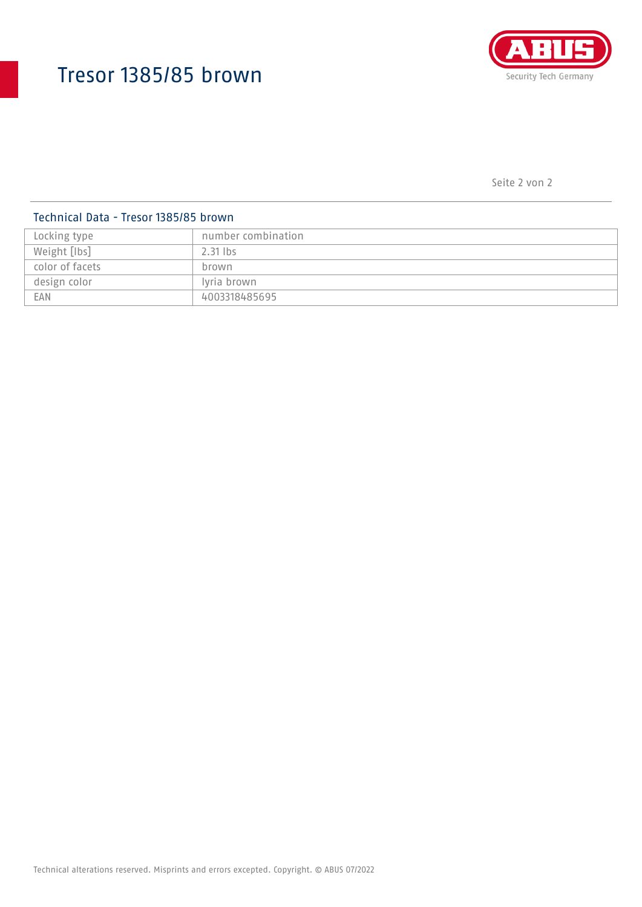# Tresor 1385/85 brown

## Technical Data - Tresor 1385/85 brown

| | |
|---|---|
| Locking type | number combination |
| Weight [lbs] | 2.31 lbs |
| color of facets | brown |
| design color | lyria brown |
| EAN | 4003318485695 |

Technical alterations reserved. Misprints and errors excepted. Copyright. © ABUS 07/2022